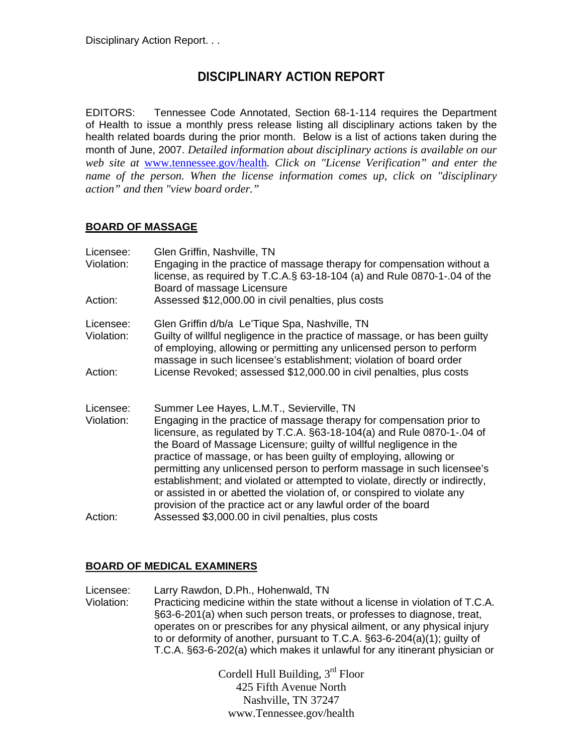# DISCIPLINARY ACTION REPORT

EDITORS: Tennessee Code Annotated, Section 68-1-114 requires the Department of Health to issue a monthly press release listing all disciplinary actions taken by the health related boards during the prior month. Below is a list of actions taken during the month of June, 2007. *Detailed information about disciplinary actions is available on our web site at [www.tennessee.gov/health](www.tennessee.gov/health). Click on "License Verification" and enter the name of the person. When the license information comes up, click on "disciplinary action" and then "view board order."*

## BOARD OF MASSAGE

Licensee: Glen Griffin, Nashville, TN
Violation: Engaging in the practice of massage therapy for compensation without a license, as required by T.C.A.§ 63-18-104 (a) and Rule 0870-1-.04 of the Board of massage Licensure
Action: Assessed $12,000.00 in civil penalties, plus costs

Licensee: Glen Griffin d/b/a Le'Tique Spa, Nashville, TN
Violation: Guilty of willful negligence in the practice of massage, or has been guilty of employing, allowing or permitting any unlicensed person to perform massage in such licensee's establishment; violation of board order
Action: License Revoked; assessed $12,000.00 in civil penalties, plus costs

Licensee: Summer Lee Hayes, L.M.T., Sevierville, TN
Violation: Engaging in the practice of massage therapy for compensation prior to licensure, as regulated by T.C.A. §63-18-104(a) and Rule 0870-1-.04 of the Board of Massage Licensure; guilty of willful negligence in the practice of massage, or has been guilty of employing, allowing or permitting any unlicensed person to perform massage in such licensee's establishment; and violated or attempted to violate, directly or indirectly, or assisted in or abetted the violation of, or conspired to violate any provision of the practice act or any lawful order of the board
Action: Assessed $3,000.00 in civil penalties, plus costs

## BOARD OF MEDICAL EXAMINERS

Licensee: Larry Rawdon, D.Ph., Hohenwald, TN
Violation: Practicing medicine within the state without a license in violation of T.C.A. §63-6-201(a) when such person treats, or professes to diagnose, treat, operates on or prescribes for any physical ailment, or any physical injury to or deformity of another, pursuant to T.C.A. §63-6-204(a)(1); guilty of T.C.A. §63-6-202(a) which makes it unlawful for any itinerant physician or

Cordell Hull Building, 3rd Floor
425 Fifth Avenue North
Nashville, TN 37247
www.Tennessee.gov/health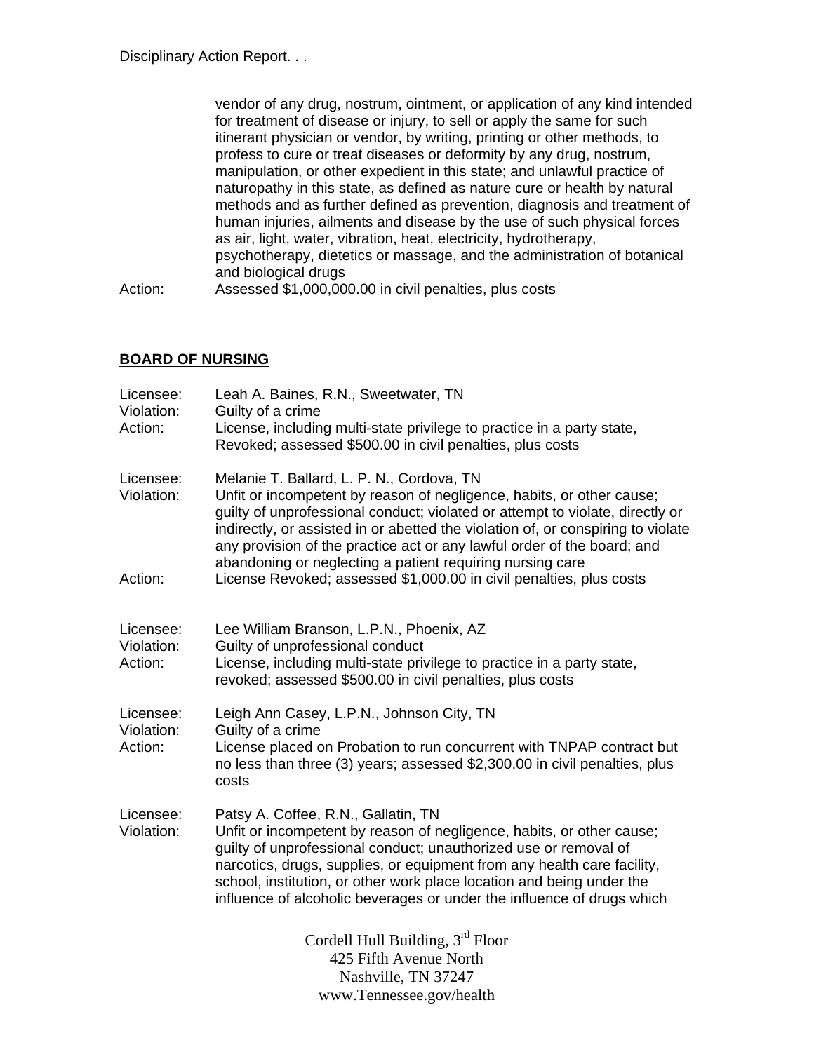vendor of any drug, nostrum, ointment, or application of any kind intended for treatment of disease or injury, to sell or apply the same for such itinerant physician or vendor, by writing, printing or other methods, to profess to cure or treat diseases or deformity by any drug, nostrum, manipulation, or other expedient in this state; and unlawful practice of naturopathy in this state, as defined as nature cure or health by natural methods and as further defined as prevention, diagnosis and treatment of human injuries, ailments and disease by the use of such physical forces as air, light, water, vibration, heat, electricity, hydrotherapy, psychotherapy, dietetics or massage, and the administration of botanical and biological drugs

Action: Assessed $1,000,000.00 in civil penalties, plus costs

## BOARD OF NURSING

Licensee: Leah A. Baines, R.N., Sweetwater, TN
Violation: Guilty of a crime
Action: License, including multi-state privilege to practice in a party state, Revoked; assessed $500.00 in civil penalties, plus costs

Licensee: Melanie T. Ballard, L. P. N., Cordova, TN
Violation: Unfit or incompetent by reason of negligence, habits, or other cause; guilty of unprofessional conduct; violated or attempt to violate, directly or indirectly, or assisted in or abetted the violation of, or conspiring to violate any provision of the practice act or any lawful order of the board; and abandoning or neglecting a patient requiring nursing care
Action: License Revoked; assessed $1,000.00 in civil penalties, plus costs

Licensee: Lee William Branson, L.P.N., Phoenix, AZ
Violation: Guilty of unprofessional conduct
Action: License, including multi-state privilege to practice in a party state, revoked; assessed $500.00 in civil penalties, plus costs

Licensee: Leigh Ann Casey, L.P.N., Johnson City, TN
Violation: Guilty of a crime
Action: License placed on Probation to run concurrent with TNPAP contract but no less than three (3) years; assessed $2,300.00 in civil penalties, plus costs

Licensee: Patsy A. Coffee, R.N., Gallatin, TN
Violation: Unfit or incompetent by reason of negligence, habits, or other cause; guilty of unprofessional conduct; unauthorized use or removal of narcotics, drugs, supplies, or equipment from any health care facility, school, institution, or other work place location and being under the influence of alcoholic beverages or under the influence of drugs which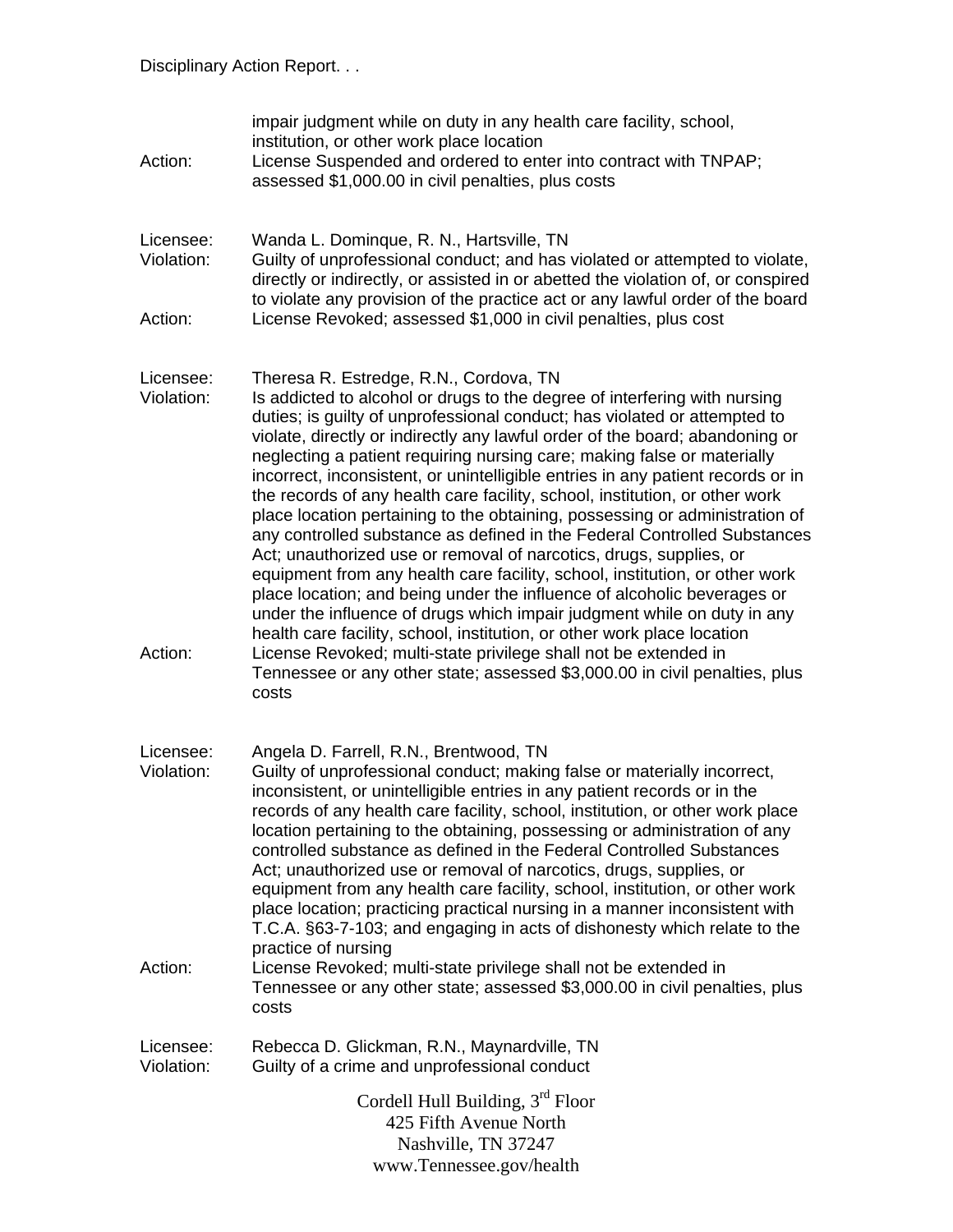impair judgment while on duty in any health care facility, school, institution, or other work place location

Action: License Suspended and ordered to enter into contract with TNPAP; assessed $1,000.00 in civil penalties, plus costs

Licensee: Wanda L. Dominque, R. N., Hartsville, TN

Violation: Guilty of unprofessional conduct; and has violated or attempted to violate, directly or indirectly, or assisted in or abetted the violation of, or conspired to violate any provision of the practice act or any lawful order of the board

Action: License Revoked; assessed $1,000 in civil penalties, plus cost

Licensee: Theresa R. Estredge, R.N., Cordova, TN

Violation: Is addicted to alcohol or drugs to the degree of interfering with nursing duties; is guilty of unprofessional conduct; has violated or attempted to violate, directly or indirectly any lawful order of the board; abandoning or neglecting a patient requiring nursing care; making false or materially incorrect, inconsistent, or unintelligible entries in any patient records or in the records of any health care facility, school, institution, or other work place location pertaining to the obtaining, possessing or administration of any controlled substance as defined in the Federal Controlled Substances Act; unauthorized use or removal of narcotics, drugs, supplies, or equipment from any health care facility, school, institution, or other work place location; and being under the influence of alcoholic beverages or under the influence of drugs which impair judgment while on duty in any health care facility, school, institution, or other work place location

Action: License Revoked; multi-state privilege shall not be extended in Tennessee or any other state; assessed $3,000.00 in civil penalties, plus costs

Licensee: Angela D. Farrell, R.N., Brentwood, TN

Violation: Guilty of unprofessional conduct; making false or materially incorrect, inconsistent, or unintelligible entries in any patient records or in the records of any health care facility, school, institution, or other work place location pertaining to the obtaining, possessing or administration of any controlled substance as defined in the Federal Controlled Substances Act; unauthorized use or removal of narcotics, drugs, supplies, or equipment from any health care facility, school, institution, or other work place location; practicing practical nursing in a manner inconsistent with T.C.A. §63-7-103; and engaging in acts of dishonesty which relate to the practice of nursing

Action: License Revoked; multi-state privilege shall not be extended in Tennessee or any other state; assessed $3,000.00 in civil penalties, plus costs

Licensee: Rebecca D. Glickman, R.N., Maynardville, TN

Violation: Guilty of a crime and unprofessional conduct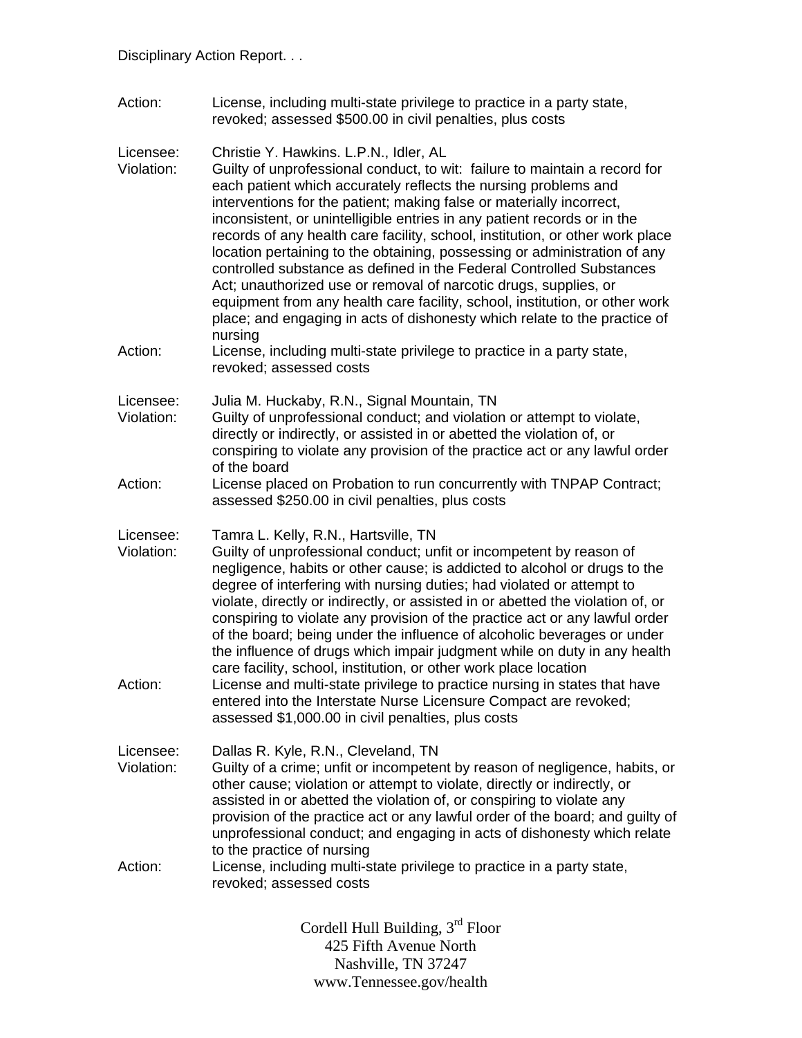Action: License, including multi-state privilege to practice in a party state, revoked; assessed $500.00 in civil penalties, plus costs

Licensee: Christie Y. Hawkins. L.P.N., Idler, AL
Violation: Guilty of unprofessional conduct, to wit: failure to maintain a record for each patient which accurately reflects the nursing problems and interventions for the patient; making false or materially incorrect, inconsistent, or unintelligible entries in any patient records or in the records of any health care facility, school, institution, or other work place location pertaining to the obtaining, possessing or administration of any controlled substance as defined in the Federal Controlled Substances Act; unauthorized use or removal of narcotic drugs, supplies, or equipment from any health care facility, school, institution, or other work place; and engaging in acts of dishonesty which relate to the practice of nursing
Action: License, including multi-state privilege to practice in a party state, revoked; assessed costs

Licensee: Julia M. Huckaby, R.N., Signal Mountain, TN
Violation: Guilty of unprofessional conduct; and violation or attempt to violate, directly or indirectly, or assisted in or abetted the violation of, or conspiring to violate any provision of the practice act or any lawful order of the board
Action: License placed on Probation to run concurrently with TNPAP Contract; assessed $250.00 in civil penalties, plus costs

Licensee: Tamra L. Kelly, R.N., Hartsville, TN
Violation: Guilty of unprofessional conduct; unfit or incompetent by reason of negligence, habits or other cause; is addicted to alcohol or drugs to the degree of interfering with nursing duties; had violated or attempt to violate, directly or indirectly, or assisted in or abetted the violation of, or conspiring to violate any provision of the practice act or any lawful order of the board; being under the influence of alcoholic beverages or under the influence of drugs which impair judgment while on duty in any health care facility, school, institution, or other work place location
Action: License and multi-state privilege to practice nursing in states that have entered into the Interstate Nurse Licensure Compact are revoked; assessed $1,000.00 in civil penalties, plus costs

Licensee: Dallas R. Kyle, R.N., Cleveland, TN
Violation: Guilty of a crime; unfit or incompetent by reason of negligence, habits, or other cause; violation or attempt to violate, directly or indirectly, or assisted in or abetted the violation of, or conspiring to violate any provision of the practice act or any lawful order of the board; and guilty of unprofessional conduct; and engaging in acts of dishonesty which relate to the practice of nursing
Action: License, including multi-state privilege to practice in a party state, revoked; assessed costs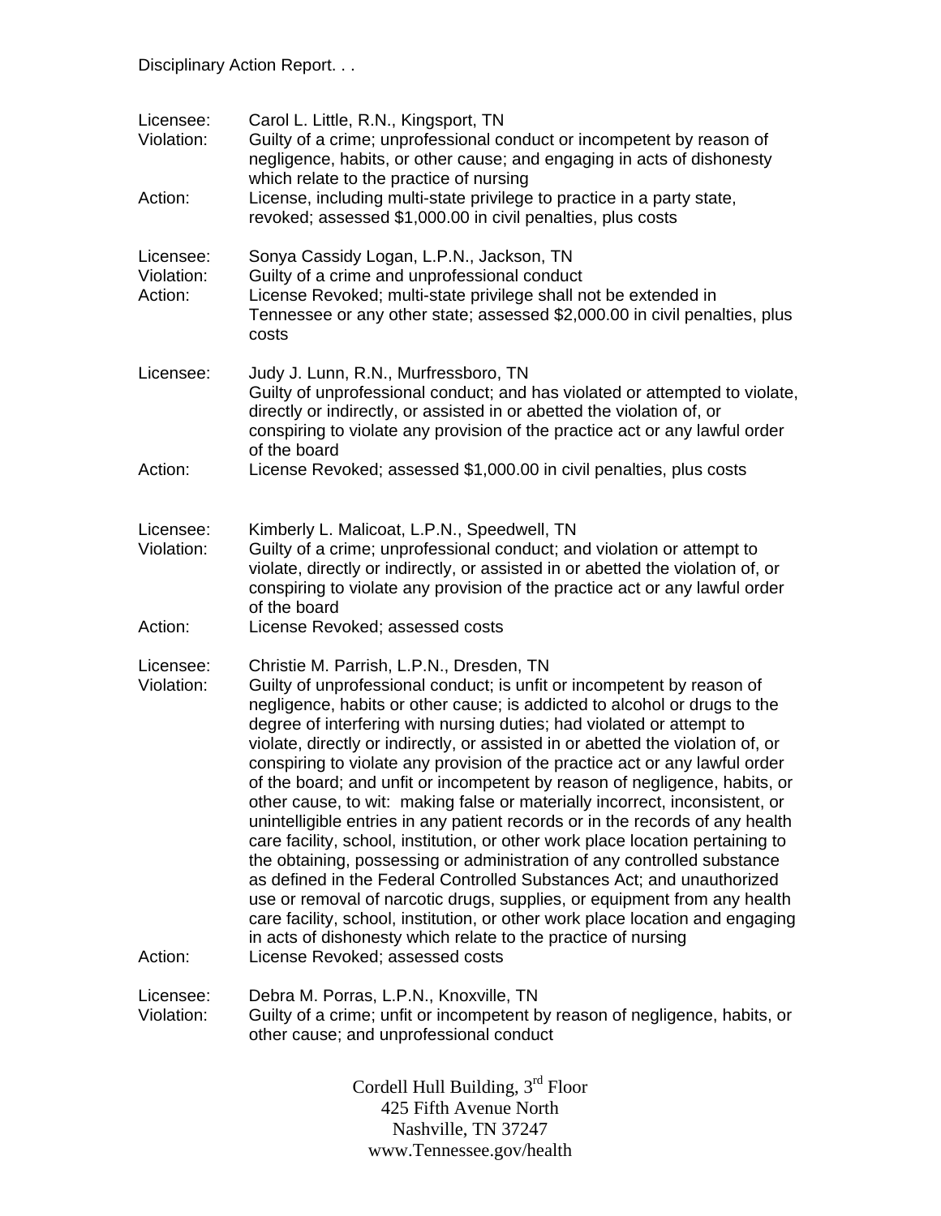Disciplinary Action Report. . .

| | |
|---|---|
| Licensee: | Carol L. Little, R.N., Kingsport, TN |
| Violation: | Guilty of a crime; unprofessional conduct or incompetent by reason of negligence, habits, or other cause; and engaging in acts of dishonesty which relate to the practice of nursing |
| Action: | License, including multi-state privilege to practice in a party state, revoked; assessed $1,000.00 in civil penalties, plus costs |

| | |
|---|---|
| Licensee: | Sonya Cassidy Logan, L.P.N., Jackson, TN |
| Violation: | Guilty of a crime and unprofessional conduct |
| Action: | License Revoked; multi-state privilege shall not be extended in Tennessee or any other state; assessed $2,000.00 in civil penalties, plus costs |

| | |
|---|---|
| Licensee: | Judy J. Lunn, R.N., Murfressboro, TN<br>Guilty of unprofessional conduct; and has violated or attempted to violate, directly or indirectly, or assisted in or abetted the violation of, or conspiring to violate any provision of the practice act or any lawful order of the board |
| Action: | License Revoked; assessed $1,000.00 in civil penalties, plus costs |

| | |
|---|---|
| Licensee: | Kimberly L. Malicoat, L.P.N., Speedwell, TN |
| Violation: | Guilty of a crime; unprofessional conduct; and violation or attempt to violate, directly or indirectly, or assisted in or abetted the violation of, or conspiring to violate any provision of the practice act or any lawful order of the board |
| Action: | License Revoked; assessed costs |

| | |
|---|---|
| Licensee: | Christie M. Parrish, L.P.N., Dresden, TN |
| Violation: | Guilty of unprofessional conduct; is unfit or incompetent by reason of negligence, habits or other cause; is addicted to alcohol or drugs to the degree of interfering with nursing duties; had violated or attempt to violate, directly or indirectly, or assisted in or abetted the violation of, or conspiring to violate any provision of the practice act or any lawful order of the board; and unfit or incompetent by reason of negligence, habits, or other cause, to wit: making false or materially incorrect, inconsistent, or unintelligible entries in any patient records or in the records of any health care facility, school, institution, or other work place location pertaining to the obtaining, possessing or administration of any controlled substance as defined in the Federal Controlled Substances Act; and unauthorized use or removal of narcotic drugs, supplies, or equipment from any health care facility, school, institution, or other work place location and engaging in acts of dishonesty which relate to the practice of nursing |
| Action: | License Revoked; assessed costs |

| | |
|---|---|
| Licensee: | Debra M. Porras, L.P.N., Knoxville, TN |
| Violation: | Guilty of a crime; unfit or incompetent by reason of negligence, habits, or other cause; and unprofessional conduct |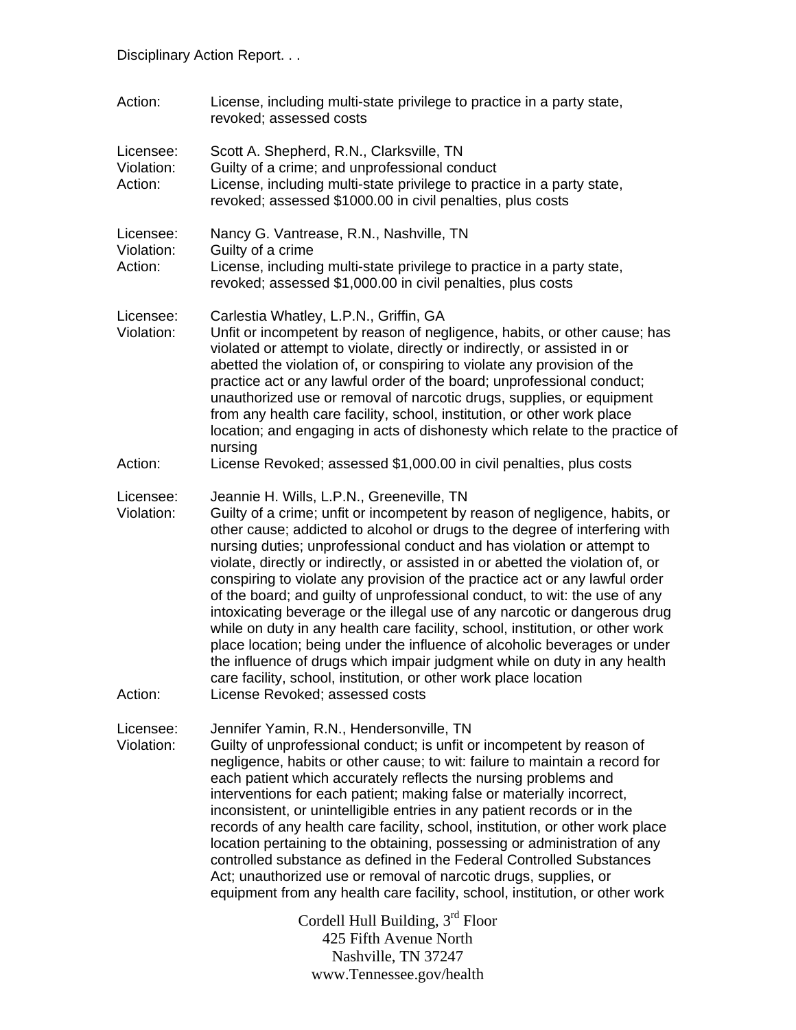Action: License, including multi-state privilege to practice in a party state, revoked; assessed costs

Licensee: Scott A. Shepherd, R.N., Clarksville, TN
Violation: Guilty of a crime; and unprofessional conduct
Action: License, including multi-state privilege to practice in a party state, revoked; assessed $1000.00 in civil penalties, plus costs

Licensee: Nancy G. Vantrease, R.N., Nashville, TN
Violation: Guilty of a crime
Action: License, including multi-state privilege to practice in a party state, revoked; assessed $1,000.00 in civil penalties, plus costs

Licensee: Carlestia Whatley, L.P.N., Griffin, GA
Violation: Unfit or incompetent by reason of negligence, habits, or other cause; has violated or attempt to violate, directly or indirectly, or assisted in or abetted the violation of, or conspiring to violate any provision of the practice act or any lawful order of the board; unprofessional conduct; unauthorized use or removal of narcotic drugs, supplies, or equipment from any health care facility, school, institution, or other work place location; and engaging in acts of dishonesty which relate to the practice of nursing
Action: License Revoked; assessed $1,000.00 in civil penalties, plus costs

Licensee: Jeannie H. Wills, L.P.N., Greeneville, TN
Violation: Guilty of a crime; unfit or incompetent by reason of negligence, habits, or other cause; addicted to alcohol or drugs to the degree of interfering with nursing duties; unprofessional conduct and has violation or attempt to violate, directly or indirectly, or assisted in or abetted the violation of, or conspiring to violate any provision of the practice act or any lawful order of the board; and guilty of unprofessional conduct, to wit: the use of any intoxicating beverage or the illegal use of any narcotic or dangerous drug while on duty in any health care facility, school, institution, or other work place location; being under the influence of alcoholic beverages or under the influence of drugs which impair judgment while on duty in any health care facility, school, institution, or other work place location
Action: License Revoked; assessed costs

Licensee: Jennifer Yamin, R.N., Hendersonville, TN
Violation: Guilty of unprofessional conduct; is unfit or incompetent by reason of negligence, habits or other cause; to wit: failure to maintain a record for each patient which accurately reflects the nursing problems and interventions for each patient; making false or materially incorrect, inconsistent, or unintelligible entries in any patient records or in the records of any health care facility, school, institution, or other work place location pertaining to the obtaining, possessing or administration of any controlled substance as defined in the Federal Controlled Substances Act; unauthorized use or removal of narcotic drugs, supplies, or equipment from any health care facility, school, institution, or other work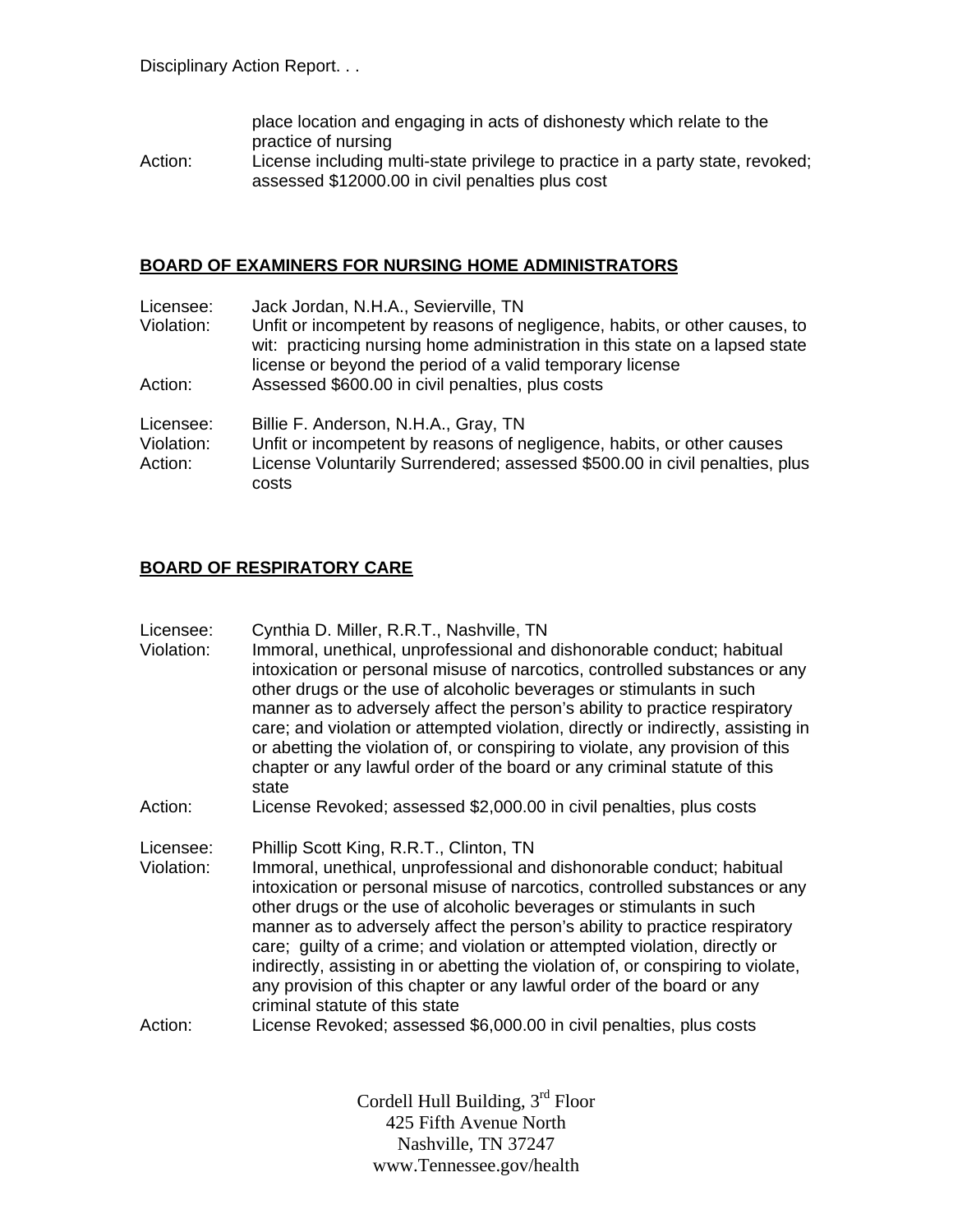place location and engaging in acts of dishonesty which relate to the practice of nursing

Action: License including multi-state privilege to practice in a party state, revoked; assessed $12000.00 in civil penalties plus cost

## BOARD OF EXAMINERS FOR NURSING HOME ADMINISTRATORS

Licensee: Jack Jordan, N.H.A., Sevierville, TN
Violation: Unfit or incompetent by reasons of negligence, habits, or other causes, to wit: practicing nursing home administration in this state on a lapsed state license or beyond the period of a valid temporary license
Action: Assessed $600.00 in civil penalties, plus costs

Licensee: Billie F. Anderson, N.H.A., Gray, TN
Violation: Unfit or incompetent by reasons of negligence, habits, or other causes
Action: License Voluntarily Surrendered; assessed $500.00 in civil penalties, plus costs

## BOARD OF RESPIRATORY CARE

Licensee: Cynthia D. Miller, R.R.T., Nashville, TN
Violation: Immoral, unethical, unprofessional and dishonorable conduct; habitual intoxication or personal misuse of narcotics, controlled substances or any other drugs or the use of alcoholic beverages or stimulants in such manner as to adversely affect the person's ability to practice respiratory care; and violation or attempted violation, directly or indirectly, assisting in or abetting the violation of, or conspiring to violate, any provision of this chapter or any lawful order of the board or any criminal statute of this state
Action: License Revoked; assessed $2,000.00 in civil penalties, plus costs

Licensee: Phillip Scott King, R.R.T., Clinton, TN
Violation: Immoral, unethical, unprofessional and dishonorable conduct; habitual intoxication or personal misuse of narcotics, controlled substances or any other drugs or the use of alcoholic beverages or stimulants in such manner as to adversely affect the person's ability to practice respiratory care; guilty of a crime; and violation or attempted violation, directly or indirectly, assisting in or abetting the violation of, or conspiring to violate, any provision of this chapter or any lawful order of the board or any criminal statute of this state
Action: License Revoked; assessed $6,000.00 in civil penalties, plus costs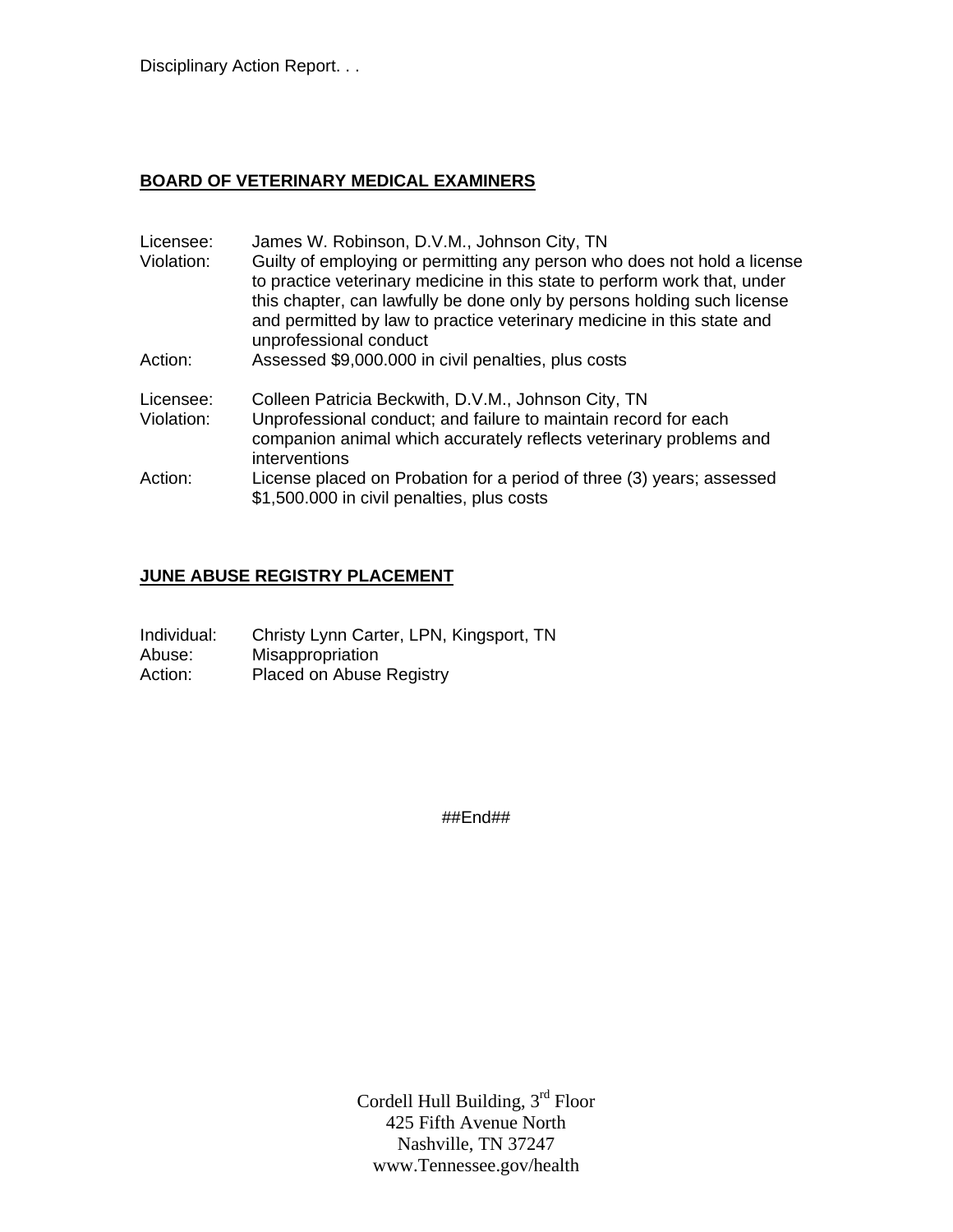## BOARD OF VETERINARY MEDICAL EXAMINERS

Licensee: James W. Robinson, D.V.M., Johnson City, TN
Violation: Guilty of employing or permitting any person who does not hold a license to practice veterinary medicine in this state to perform work that, under this chapter, can lawfully be done only by persons holding such license and permitted by law to practice veterinary medicine in this state and unprofessional conduct
Action: Assessed $9,000.000 in civil penalties, plus costs

Licensee: Colleen Patricia Beckwith, D.V.M., Johnson City, TN
Violation: Unprofessional conduct; and failure to maintain record for each companion animal which accurately reflects veterinary problems and interventions
Action: License placed on Probation for a period of three (3) years; assessed $1,500.000 in civil penalties, plus costs

## JUNE ABUSE REGISTRY PLACEMENT

Individual: Christy Lynn Carter, LPN, Kingsport, TN
Abuse: Misappropriation
Action: Placed on Abuse Registry

##End##

Cordell Hull Building, 3rd Floor
425 Fifth Avenue North
Nashville, TN 37247
www.Tennessee.gov/health